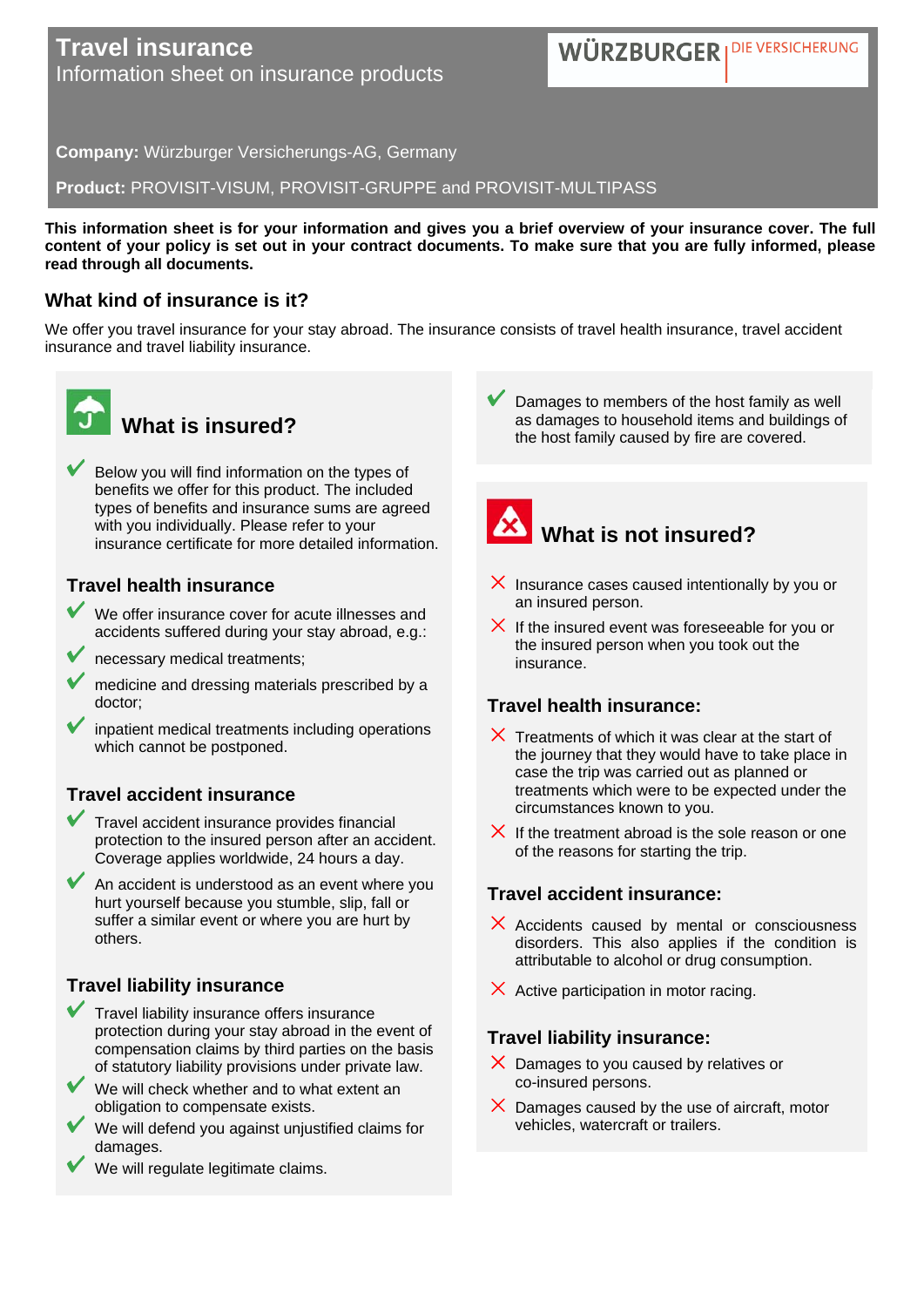# Travel insurance

Information sheet on insurance products

WÜRZBURGER | DIE VERSICHERUNG

**Company:** Würzburger Versicherungs-AG, Germany

**Product:** PROVISIT-VISUM, PROVISIT-GRUPPE and PROVISIT-MULTIPASS

**This information sheet is for your information and gives you a brief overview of your insurance cover. The full content of your policy is set out in your contract documents. To make sure that you are fully informed, please read through all documents.**

## What kind of insurance is it?

We offer you travel insurance for your stay abroad. The insurance consists of travel health insurance, travel accident insurance and travel liability insurance.

## What is insured?

- ✔ Below you will find information on the types of benefits we offer for this product. The included types of benefits and insurance sums are agreed with you individually. Please refer to your insurance certificate for more detailed information.

### Travel health insurance

- ✔ We offer insurance cover for acute illnesses and accidents suffered during your stay abroad, e.g.:
- ✔ necessary medical treatments;
- ✔ medicine and dressing materials prescribed by a doctor;
- ✔ inpatient medical treatments including operations which cannot be postponed.

### Travel accident insurance

- ✔ Travel accident insurance provides financial protection to the insured person after an accident. Coverage applies worldwide, 24 hours a day.
- ✔ An accident is understood as an event where you hurt yourself because you stumble, slip, fall or suffer a similar event or where you are hurt by others.

### Travel liability insurance

- ✔ Travel liability insurance offers insurance protection during your stay abroad in the event of compensation claims by third parties on the basis of statutory liability provisions under private law.
- ✔ We will check whether and to what extent an obligation to compensate exists.
- ✔ We will defend you against unjustified claims for damages.
- ✔ We will regulate legitimate claims.
- ✔ Damages to members of the host family as well as damages to household items and buildings of the host family caused by fire are covered.

## What is not insured?

- ✘ Insurance cases caused intentionally by you or an insured person.
- ✘ If the insured event was foreseeable for you or the insured person when you took out the insurance.

### Travel health insurance:

- ✘ Treatments of which it was clear at the start of the journey that they would have to take place in case the trip was carried out as planned or treatments which were to be expected under the circumstances known to you.
- ✘ If the treatment abroad is the sole reason or one of the reasons for starting the trip.

### Travel accident insurance:

- ✘ Accidents caused by mental or consciousness disorders. This also applies if the condition is attributable to alcohol or drug consumption.
- ✘ Active participation in motor racing.

### Travel liability insurance:

- ✘ Damages to you caused by relatives or co-insured persons.
- ✘ Damages caused by the use of aircraft, motor vehicles, watercraft or trailers.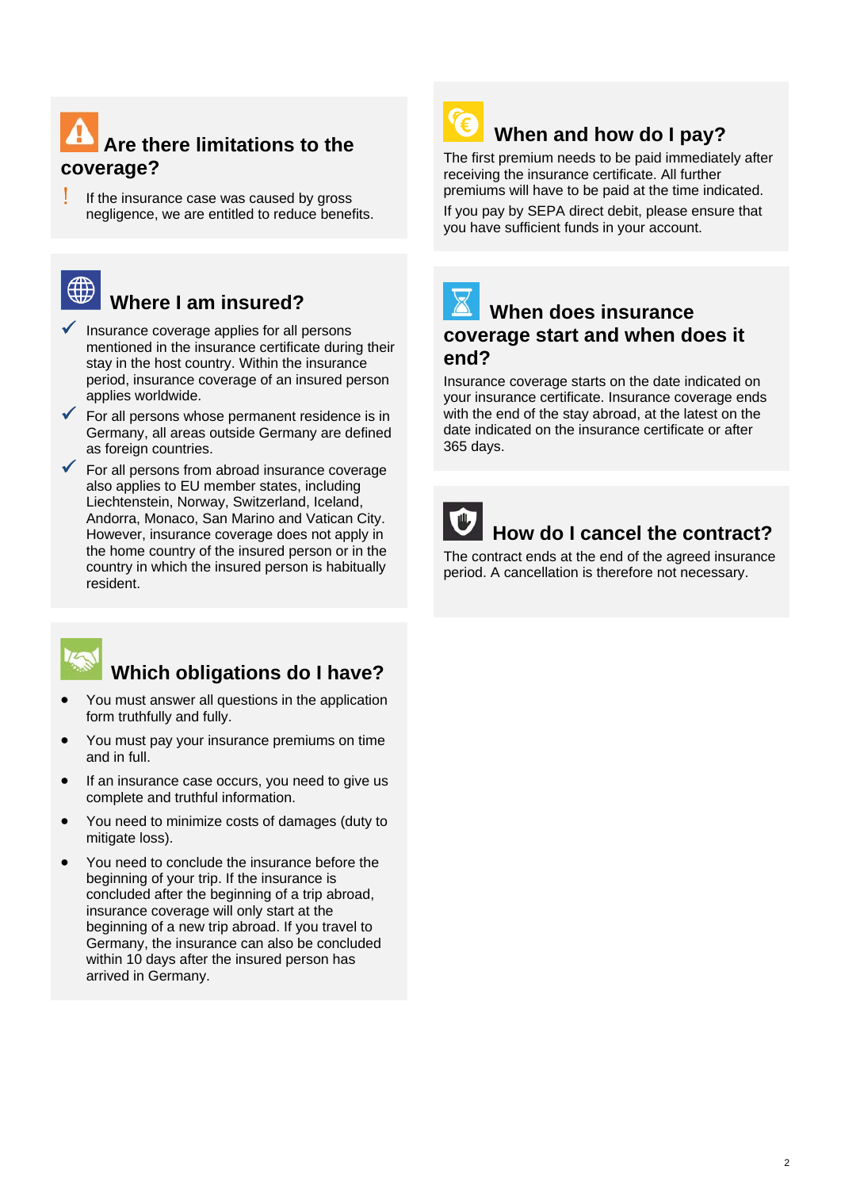## Are there limitations to the coverage?

! If the insurance case was caused by gross negligence, we are entitled to reduce benefits.

## Where I am insured?

- ✓ Insurance coverage applies for all persons mentioned in the insurance certificate during their stay in the host country. Within the insurance period, insurance coverage of an insured person applies worldwide.
- ✓ For all persons whose permanent residence is in Germany, all areas outside Germany are defined as foreign countries.
- ✓ For all persons from abroad insurance coverage also applies to EU member states, including Liechtenstein, Norway, Switzerland, Iceland, Andorra, Monaco, San Marino and Vatican City. However, insurance coverage does not apply in the home country of the insured person or in the country in which the insured person is habitually resident.

## Which obligations do I have?

- You must answer all questions in the application form truthfully and fully.
- You must pay your insurance premiums on time and in full.
- If an insurance case occurs, you need to give us complete and truthful information.
- You need to minimize costs of damages (duty to mitigate loss).
- You need to conclude the insurance before the beginning of your trip. If the insurance is concluded after the beginning of a trip abroad, insurance coverage will only start at the beginning of a new trip abroad. If you travel to Germany, the insurance can also be concluded within 10 days after the insured person has arrived in Germany.

## When and how do I pay?

The first premium needs to be paid immediately after receiving the insurance certificate. All further premiums will have to be paid at the time indicated.

If you pay by SEPA direct debit, please ensure that you have sufficient funds in your account.

## When does insurance coverage start and when does it end?

Insurance coverage starts on the date indicated on your insurance certificate. Insurance coverage ends with the end of the stay abroad, at the latest on the date indicated on the insurance certificate or after 365 days.

## How do I cancel the contract?

The contract ends at the end of the agreed insurance period. A cancellation is therefore not necessary.